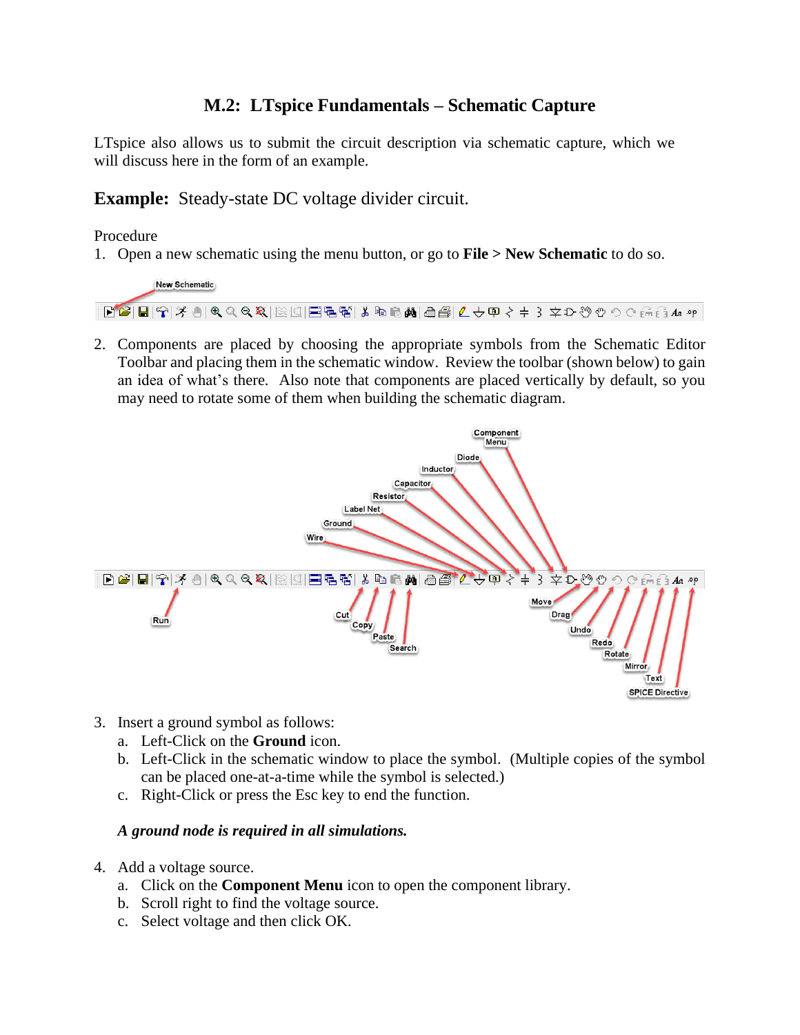# M.2: LTspice Fundamentals – Schematic Capture

LTspice also allows us to submit the circuit description via schematic capture, which we will discuss here in the form of an example.

## Example: Steady-state DC voltage divider circuit.

Procedure

1. Open a new schematic using the menu button, or go to **File > New Schematic** to do so.

2. Components are placed by choosing the appropriate symbols from the Schematic Editor Toolbar and placing them in the schematic window. Review the toolbar (shown below) to gain an idea of what's there. Also note that components are placed vertically by default, so you may need to rotate some of them when building the schematic diagram.

3. Insert a ground symbol as follows:
   a. Left-Click on the **Ground** icon.
   b. Left-Click in the schematic window to place the symbol. (Multiple copies of the symbol can be placed one-at-a-time while the symbol is selected.)
   c. Right-Click or press the Esc key to end the function.

   ***A ground node is required in all simulations.***

4. Add a voltage source.
   a. Click on the **Component Menu** icon to open the component library.
   b. Scroll right to find the voltage source.
   c. Select voltage and then click OK.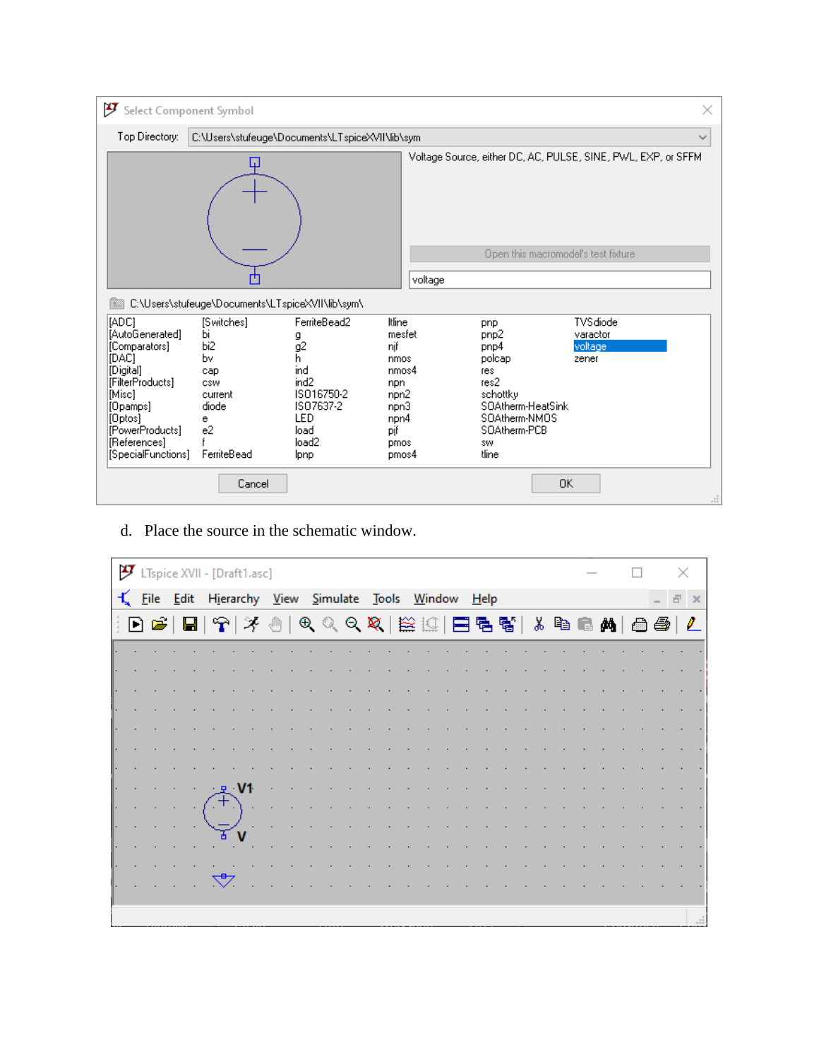d. Place the source in the schematic window.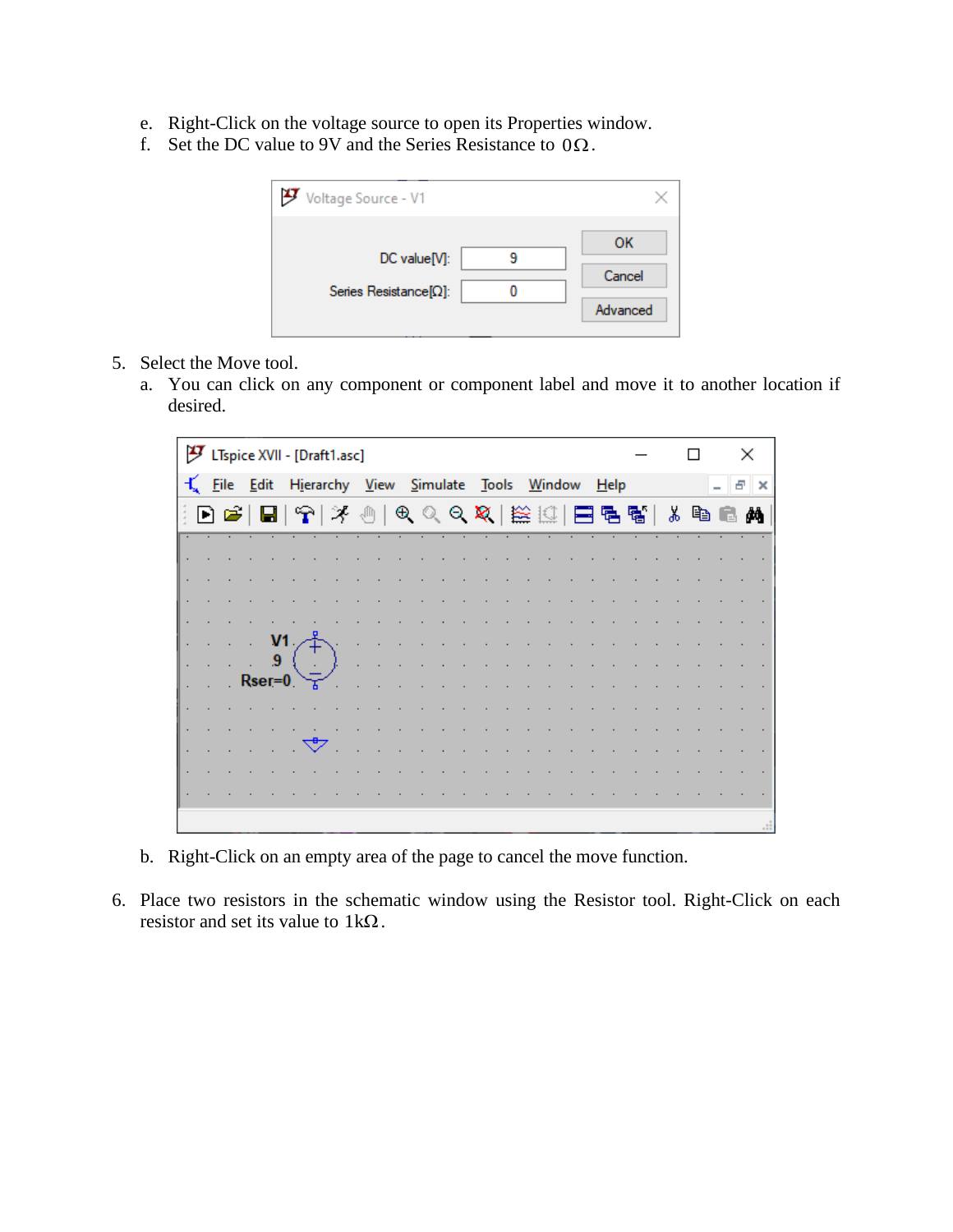e. Right-Click on the voltage source to open its Properties window.
f. Set the DC value to 9V and the Series Resistance to $0\Omega$.

5. Select the Move tool.
   a. You can click on any component or component label and move it to another location if desired.

   b. Right-Click on an empty area of the page to cancel the move function.

6. Place two resistors in the schematic window using the Resistor tool. Right-Click on each resistor and set its value to $1\text{k}\Omega$.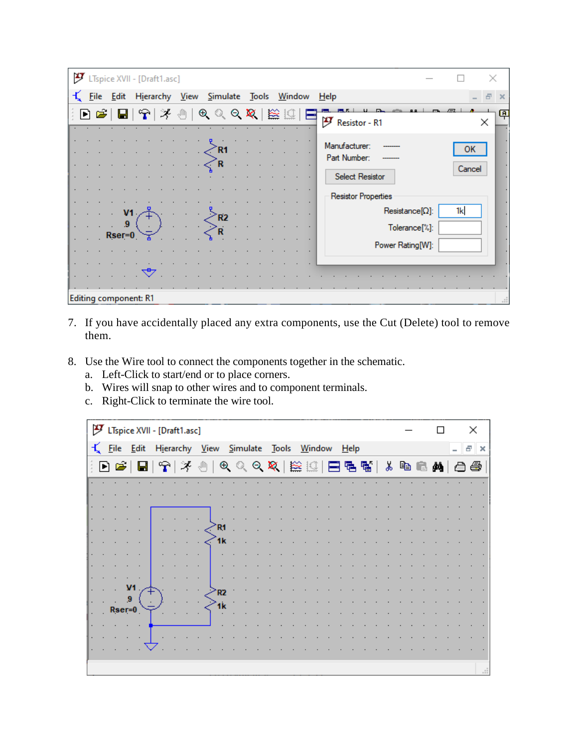7. If you have accidentally placed any extra components, use the Cut (Delete) tool to remove them.

8. Use the Wire tool to connect the components together in the schematic.
   a. Left-Click to start/end or to place corners.
   b. Wires will snap to other wires and to component terminals.
   c. Right-Click to terminate the wire tool.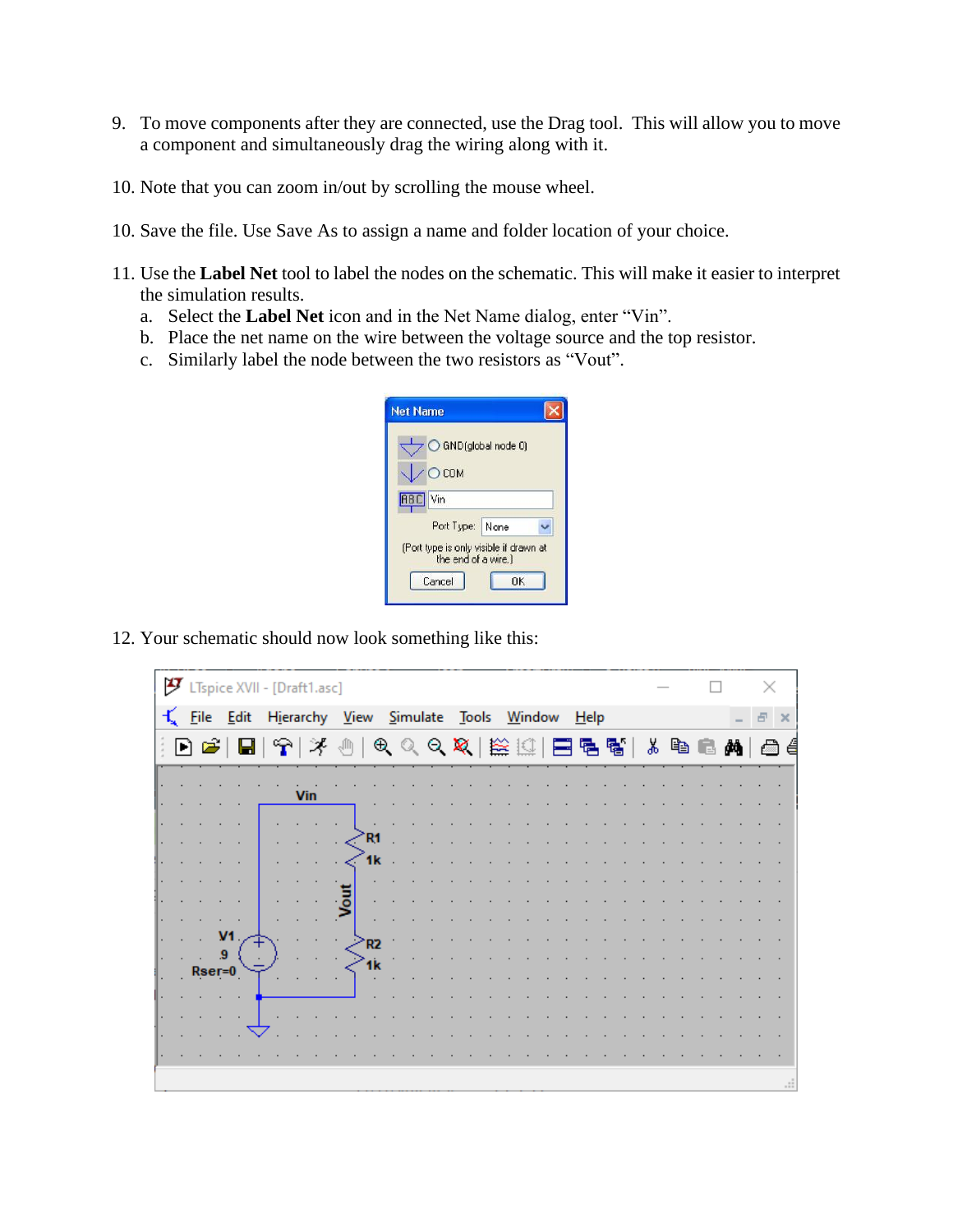9. To move components after they are connected, use the Drag tool. This will allow you to move a component and simultaneously drag the wiring along with it.

10. Note that you can zoom in/out by scrolling the mouse wheel.

10. Save the file. Use Save As to assign a name and folder location of your choice.

11. Use the **Label Net** tool to label the nodes on the schematic. This will make it easier to interpret the simulation results.
    a. Select the **Label Net** icon and in the Net Name dialog, enter “Vin”.
    b. Place the net name on the wire between the voltage source and the top resistor.
    c. Similarly label the node between the two resistors as “Vout”.

12. Your schematic should now look something like this: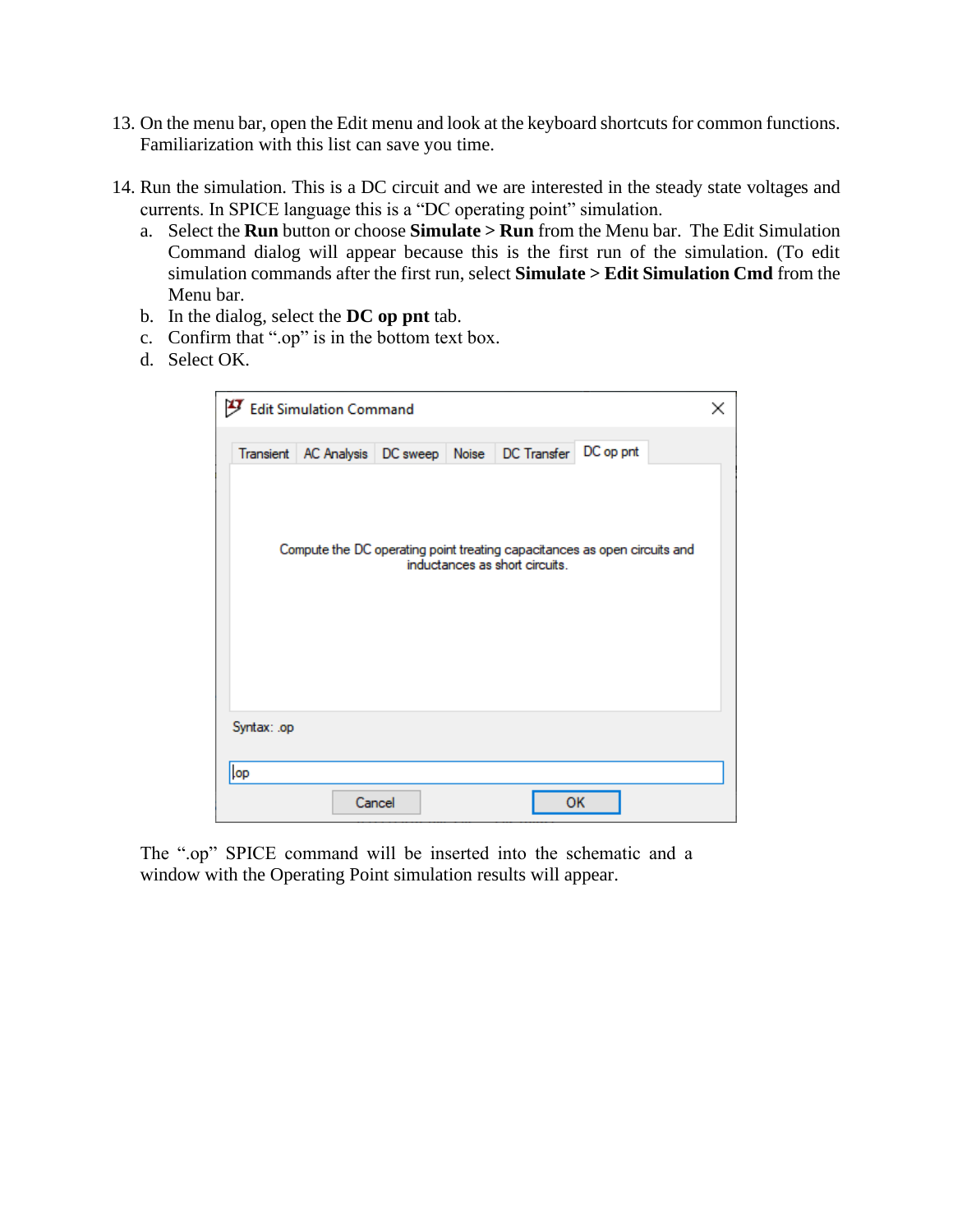13. On the menu bar, open the Edit menu and look at the keyboard shortcuts for common functions. Familiarization with this list can save you time.

14. Run the simulation. This is a DC circuit and we are interested in the steady state voltages and currents. In SPICE language this is a "DC operating point" simulation.
    a. Select the **Run** button or choose **Simulate > Run** from the Menu bar. The Edit Simulation Command dialog will appear because this is the first run of the simulation. (To edit simulation commands after the first run, select **Simulate > Edit Simulation Cmd** from the Menu bar.
    b. In the dialog, select the **DC op pnt** tab.
    c. Confirm that ".op" is in the bottom text box.
    d. Select OK.

The ".op" SPICE command will be inserted into the schematic and a window with the Operating Point simulation results will appear.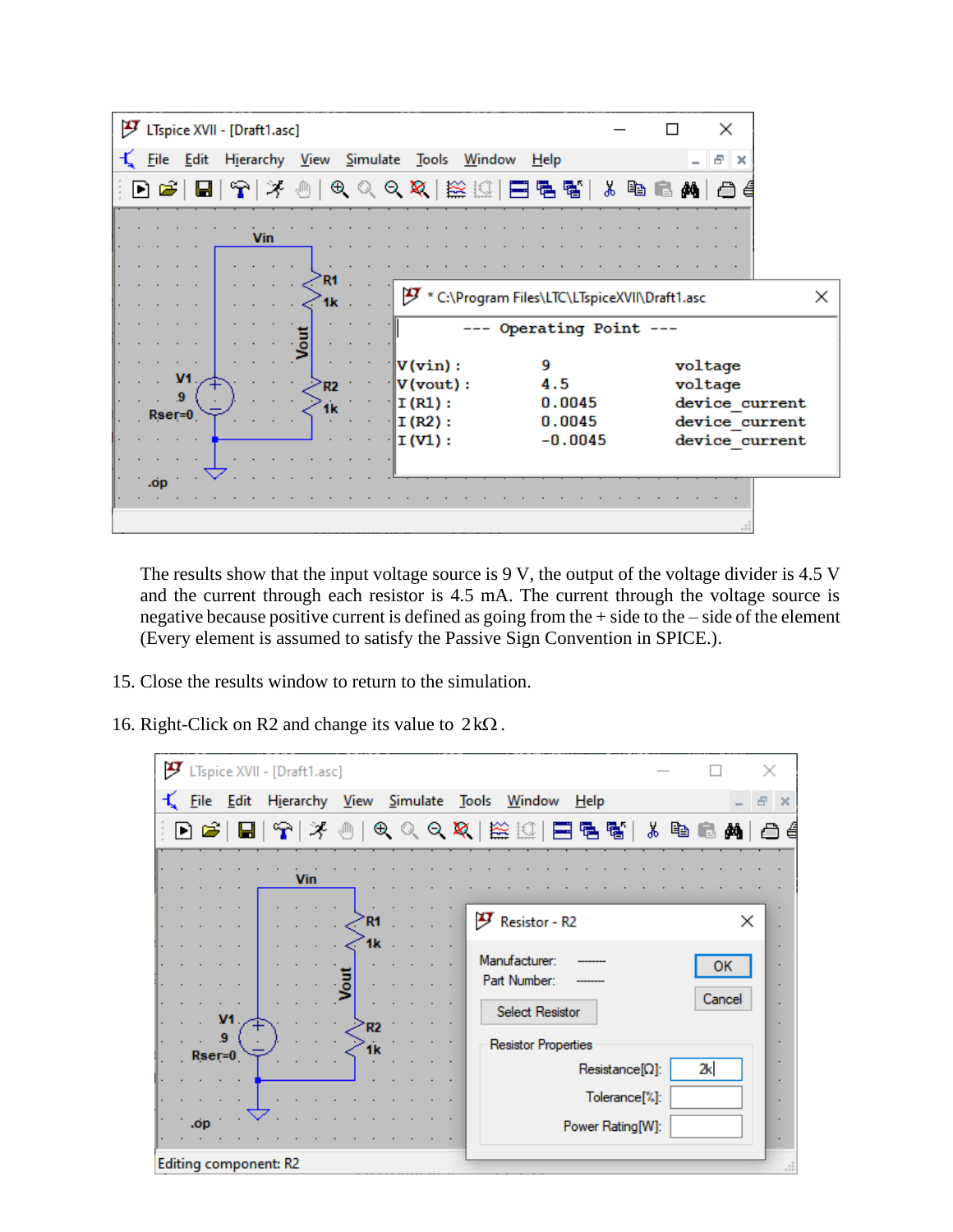The results show that the input voltage source is 9 V, the output of the voltage divider is 4.5 V and the current through each resistor is 4.5 mA. The current through the voltage source is negative because positive current is defined as going from the + side to the – side of the element (Every element is assumed to satisfy the Passive Sign Convention in SPICE.).

15. Close the results window to return to the simulation.

16. Right-Click on R2 and change its value to $2\,\text{k}\Omega$.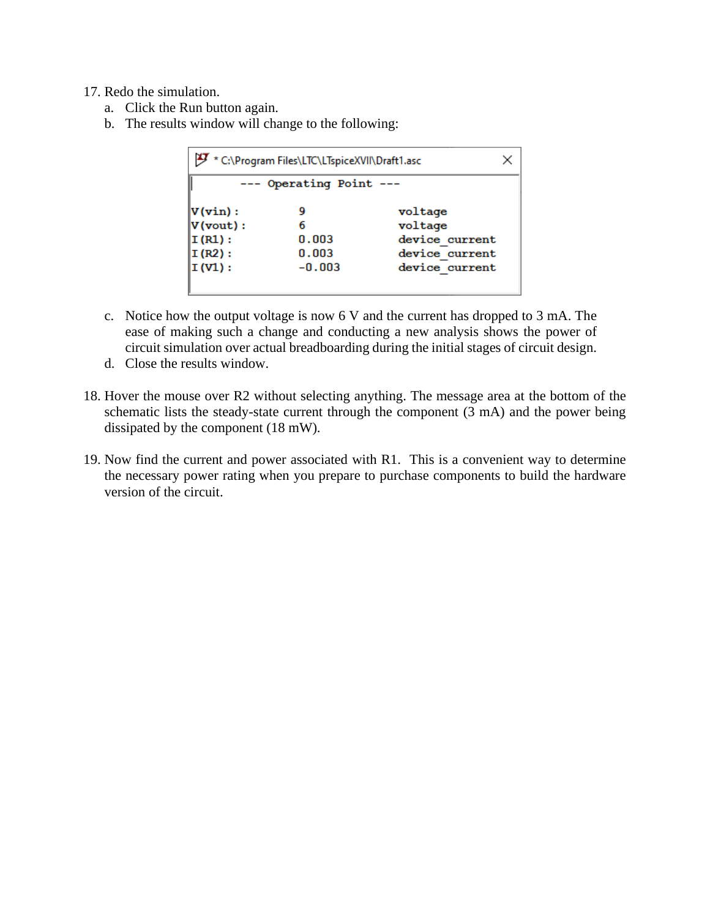17. Redo the simulation.
    a. Click the Run button again.
    b. The results window will change to the following:

```
* C:\Program Files\LTC\LTspiceXVII\Draft1.asc

       --- Operating Point ---

V(vin):          9           voltage
V(vout):         6           voltage
I(R1):           0.003       device_current
I(R2):           0.003       device_current
I(V1):           -0.003      device_current
```

    c. Notice how the output voltage is now 6 V and the current has dropped to 3 mA. The ease of making such a change and conducting a new analysis shows the power of circuit simulation over actual breadboarding during the initial stages of circuit design.
    d. Close the results window.

18. Hover the mouse over R2 without selecting anything. The message area at the bottom of the schematic lists the steady-state current through the component (3 mA) and the power being dissipated by the component (18 mW).

19. Now find the current and power associated with R1. This is a convenient way to determine the necessary power rating when you prepare to purchase components to build the hardware version of the circuit.